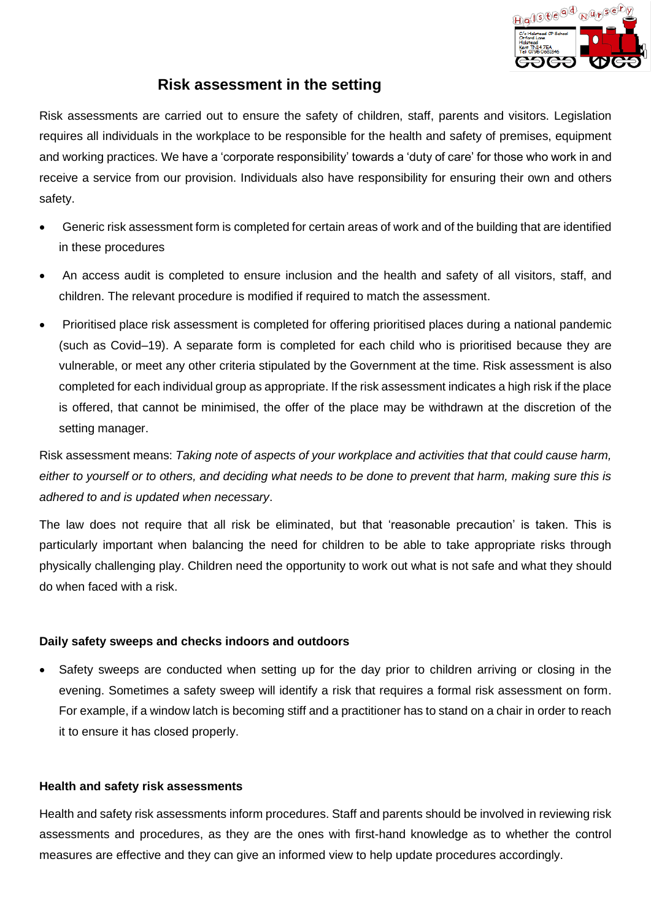# Risk assessment in the setting

Risk assessments are carried out to ensure the safety of children, staff, parents and visitors. Legislation requires all individuals in the workplace to be responsible for the health and safety of premises, equipment and working practices. We have a 'corporate responsibility' towards a 'duty of care' for those who work in and receive a service from our provision. Individuals also have responsibility for ensuring their own and others safety.

- Generic risk assessment form is completed for certain areas of work and of the building that are identified in these procedures
- An access audit is completed to ensure inclusion and the health and safety of all visitors, staff, and children. The relevant procedure is modified if required to match the assessment.
- Prioritised place risk assessment is completed for offering prioritised places during a national pandemic (such as Covid–19). A separate form is completed for each child who is prioritised because they are vulnerable, or meet any other criteria stipulated by the Government at the time. Risk assessment is also completed for each individual group as appropriate. If the risk assessment indicates a high risk if the place is offered, that cannot be minimised, the offer of the place may be withdrawn at the discretion of the setting manager.

Risk assessment means: *Taking note of aspects of your workplace and activities that that could cause harm, either to yourself or to others, and deciding what needs to be done to prevent that harm, making sure this is adhered to and is updated when necessary*.

The law does not require that all risk be eliminated, but that 'reasonable precaution' is taken. This is particularly important when balancing the need for children to be able to take appropriate risks through physically challenging play. Children need the opportunity to work out what is not safe and what they should do when faced with a risk.

**Daily safety sweeps and checks indoors and outdoors**

- Safety sweeps are conducted when setting up for the day prior to children arriving or closing in the evening. Sometimes a safety sweep will identify a risk that requires a formal risk assessment on form. For example, if a window latch is becoming stiff and a practitioner has to stand on a chair in order to reach it to ensure it has closed properly.

**Health and safety risk assessments**

Health and safety risk assessments inform procedures. Staff and parents should be involved in reviewing risk assessments and procedures, as they are the ones with first-hand knowledge as to whether the control measures are effective and they can give an informed view to help update procedures accordingly.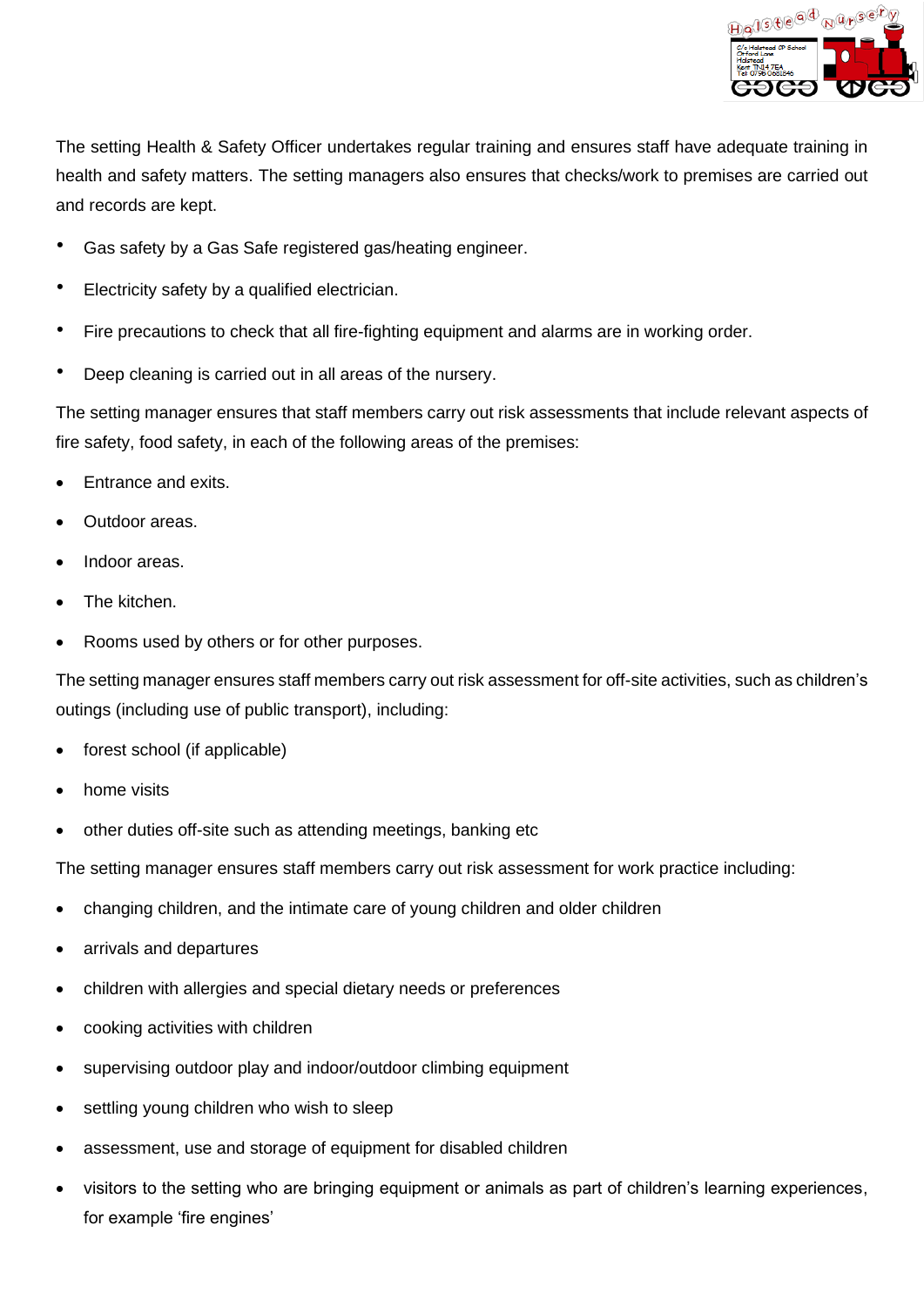The setting Health & Safety Officer undertakes regular training and ensures staff have adequate training in health and safety matters. The setting managers also ensures that checks/work to premises are carried out and records are kept.

- Gas safety by a Gas Safe registered gas/heating engineer.
- Electricity safety by a qualified electrician.
- Fire precautions to check that all fire-fighting equipment and alarms are in working order.
- Deep cleaning is carried out in all areas of the nursery.

The setting manager ensures that staff members carry out risk assessments that include relevant aspects of fire safety, food safety, in each of the following areas of the premises:

- Entrance and exits.
- Outdoor areas.
- Indoor areas.
- The kitchen.
- Rooms used by others or for other purposes.

The setting manager ensures staff members carry out risk assessment for off-site activities, such as children's outings (including use of public transport), including:

- forest school (if applicable)
- home visits
- other duties off-site such as attending meetings, banking etc

The setting manager ensures staff members carry out risk assessment for work practice including:

- changing children, and the intimate care of young children and older children
- arrivals and departures
- children with allergies and special dietary needs or preferences
- cooking activities with children
- supervising outdoor play and indoor/outdoor climbing equipment
- settling young children who wish to sleep
- assessment, use and storage of equipment for disabled children
- visitors to the setting who are bringing equipment or animals as part of children's learning experiences, for example 'fire engines'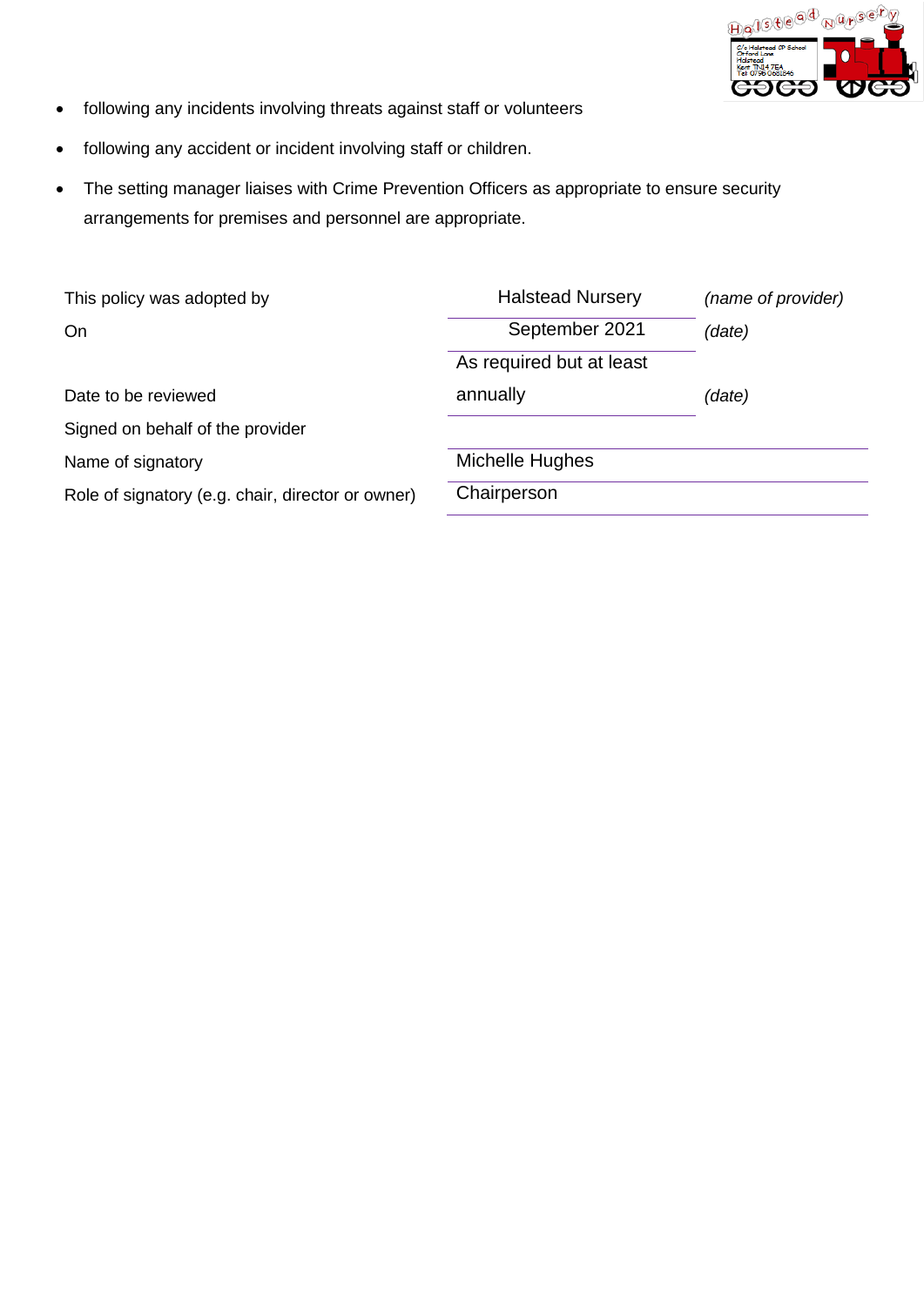- following any incidents involving threats against staff or volunteers
- following any accident or incident involving staff or children.
- The setting manager liaises with Crime Prevention Officers as appropriate to ensure security arrangements for premises and personnel are appropriate.

| | | |
|---|---|---|
| This policy was adopted by | Halstead Nursery | *(name of provider)* |
| On | September 2021 | *(date)* |
| Date to be reviewed | As required but at least annually | *(date)* |
| Signed on behalf of the provider | | |
| Name of signatory | Michelle Hughes | |
| Role of signatory (e.g. chair, director or owner) | Chairperson | |